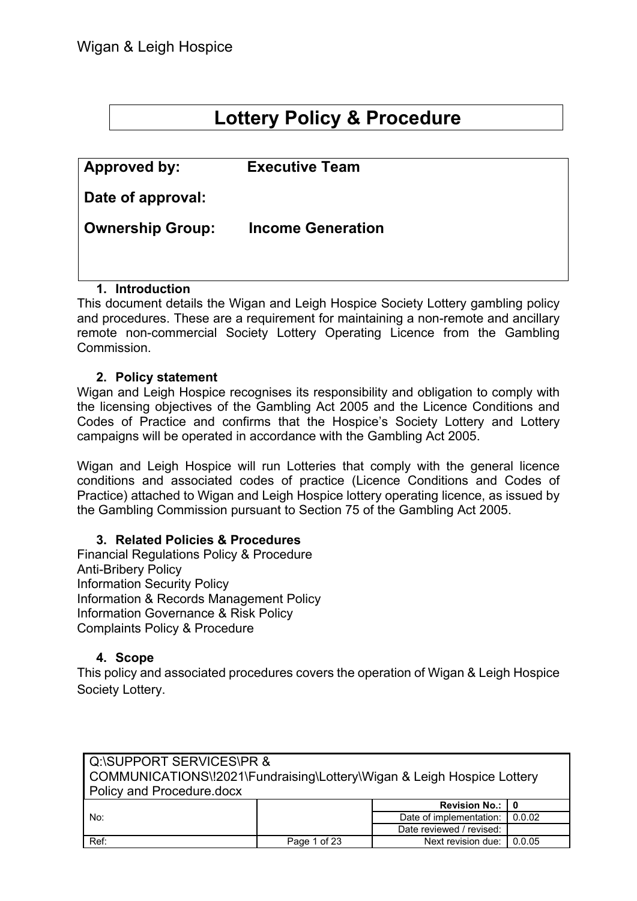Wigan & Leigh Hospice

# Lottery Policy & Procedure

| | |
|---|---|
| **Approved by:** | **Executive Team** |
| **Date of approval:** | |
| **Ownership Group:** | **Income Generation** |

## 1. Introduction

This document details the Wigan and Leigh Hospice Society Lottery gambling policy and procedures. These are a requirement for maintaining a non-remote and ancillary remote non-commercial Society Lottery Operating Licence from the Gambling Commission.

## 2. Policy statement

Wigan and Leigh Hospice recognises its responsibility and obligation to comply with the licensing objectives of the Gambling Act 2005 and the Licence Conditions and Codes of Practice and confirms that the Hospice's Society Lottery and Lottery campaigns will be operated in accordance with the Gambling Act 2005.

Wigan and Leigh Hospice will run Lotteries that comply with the general licence conditions and associated codes of practice (Licence Conditions and Codes of Practice) attached to Wigan and Leigh Hospice lottery operating licence, as issued by the Gambling Commission pursuant to Section 75 of the Gambling Act 2005.

## 3. Related Policies & Procedures

Financial Regulations Policy & Procedure
Anti-Bribery Policy
Information Security Policy
Information & Records Management Policy
Information Governance & Risk Policy
Complaints Policy & Procedure

## 4. Scope

This policy and associated procedures covers the operation of Wigan & Leigh Hospice Society Lottery.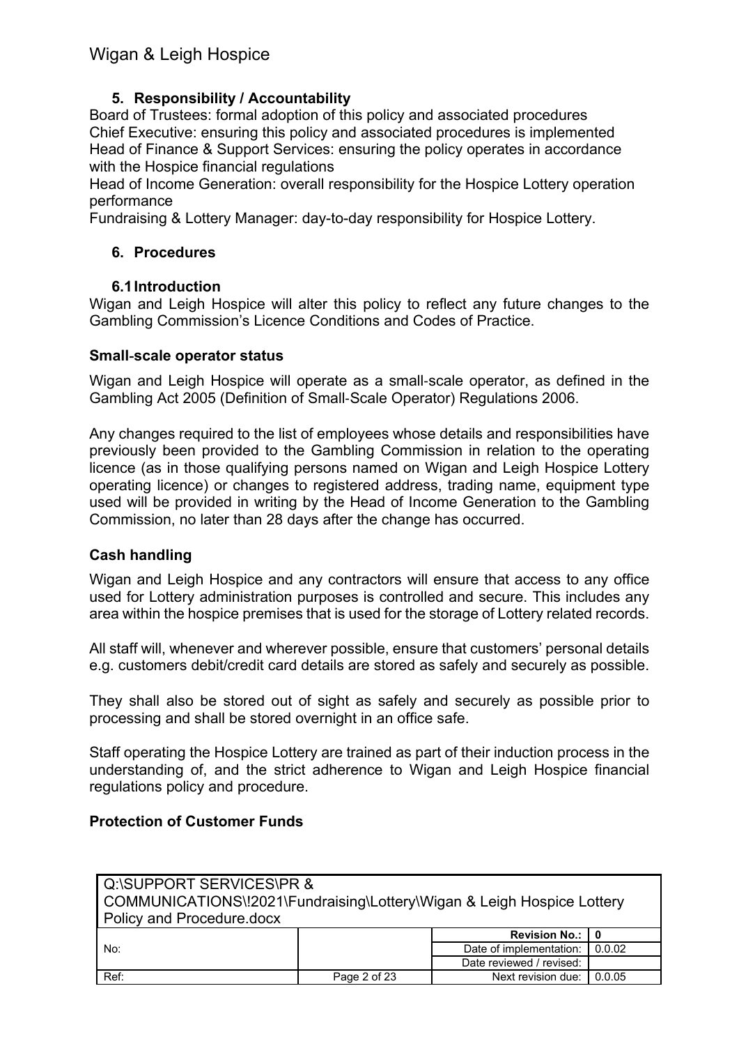### 5. Responsibility / Accountability

Board of Trustees: formal adoption of this policy and associated procedures
Chief Executive: ensuring this policy and associated procedures is implemented
Head of Finance & Support Services: ensuring the policy operates in accordance with the Hospice financial regulations
Head of Income Generation: overall responsibility for the Hospice Lottery operation performance
Fundraising & Lottery Manager: day-to-day responsibility for Hospice Lottery.

### 6. Procedures

#### 6.1 Introduction

Wigan and Leigh Hospice will alter this policy to reflect any future changes to the Gambling Commission's Licence Conditions and Codes of Practice.

**Small-scale operator status**

Wigan and Leigh Hospice will operate as a small-scale operator, as defined in the Gambling Act 2005 (Definition of Small-Scale Operator) Regulations 2006.

Any changes required to the list of employees whose details and responsibilities have previously been provided to the Gambling Commission in relation to the operating licence (as in those qualifying persons named on Wigan and Leigh Hospice Lottery operating licence) or changes to registered address, trading name, equipment type used will be provided in writing by the Head of Income Generation to the Gambling Commission, no later than 28 days after the change has occurred.

**Cash handling**

Wigan and Leigh Hospice and any contractors will ensure that access to any office used for Lottery administration purposes is controlled and secure. This includes any area within the hospice premises that is used for the storage of Lottery related records.

All staff will, whenever and wherever possible, ensure that customers' personal details e.g. customers debit/credit card details are stored as safely and securely as possible.

They shall also be stored out of sight as safely and securely as possible prior to processing and shall be stored overnight in an office safe.

Staff operating the Hospice Lottery are trained as part of their induction process in the understanding of, and the strict adherence to Wigan and Leigh Hospice financial regulations policy and procedure.

**Protection of Customer Funds**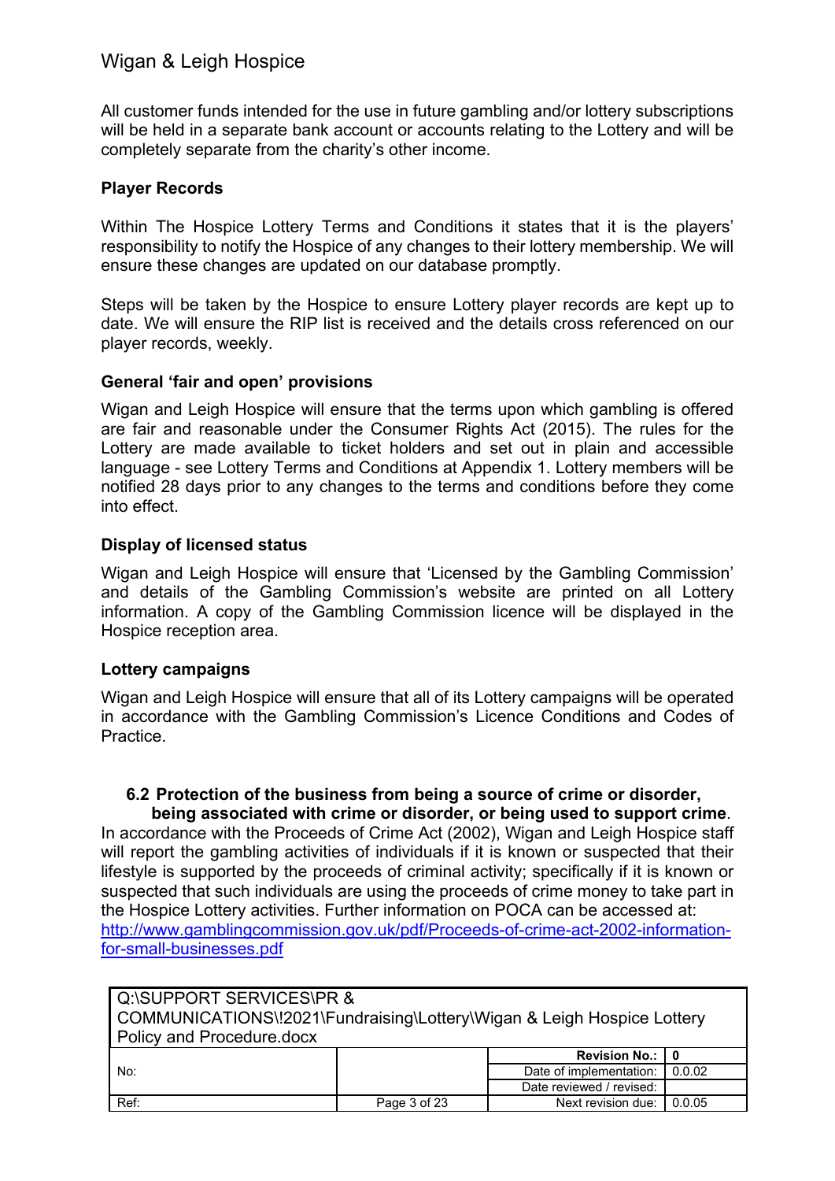All customer funds intended for the use in future gambling and/or lottery subscriptions will be held in a separate bank account or accounts relating to the Lottery and will be completely separate from the charity's other income.

**Player Records**

Within The Hospice Lottery Terms and Conditions it states that it is the players' responsibility to notify the Hospice of any changes to their lottery membership. We will ensure these changes are updated on our database promptly.

Steps will be taken by the Hospice to ensure Lottery player records are kept up to date. We will ensure the RIP list is received and the details cross referenced on our player records, weekly.

**General 'fair and open' provisions**

Wigan and Leigh Hospice will ensure that the terms upon which gambling is offered are fair and reasonable under the Consumer Rights Act (2015). The rules for the Lottery are made available to ticket holders and set out in plain and accessible language - see Lottery Terms and Conditions at Appendix 1. Lottery members will be notified 28 days prior to any changes to the terms and conditions before they come into effect.

**Display of licensed status**

Wigan and Leigh Hospice will ensure that 'Licensed by the Gambling Commission' and details of the Gambling Commission's website are printed on all Lottery information. A copy of the Gambling Commission licence will be displayed in the Hospice reception area.

**Lottery campaigns**

Wigan and Leigh Hospice will ensure that all of its Lottery campaigns will be operated in accordance with the Gambling Commission's Licence Conditions and Codes of Practice.

### 6.2 Protection of the business from being a source of crime or disorder, being associated with crime or disorder, or being used to support crime.

In accordance with the Proceeds of Crime Act (2002), Wigan and Leigh Hospice staff will report the gambling activities of individuals if it is known or suspected that their lifestyle is supported by the proceeds of criminal activity; specifically if it is known or suspected that such individuals are using the proceeds of crime money to take part in the Hospice Lottery activities. Further information on POCA can be accessed at: [http://www.gamblingcommission.gov.uk/pdf/Proceeds-of-crime-act-2002-information-for-small-businesses.pdf](http://www.gamblingcommission.gov.uk/pdf/Proceeds-of-crime-act-2002-information-for-small-businesses.pdf)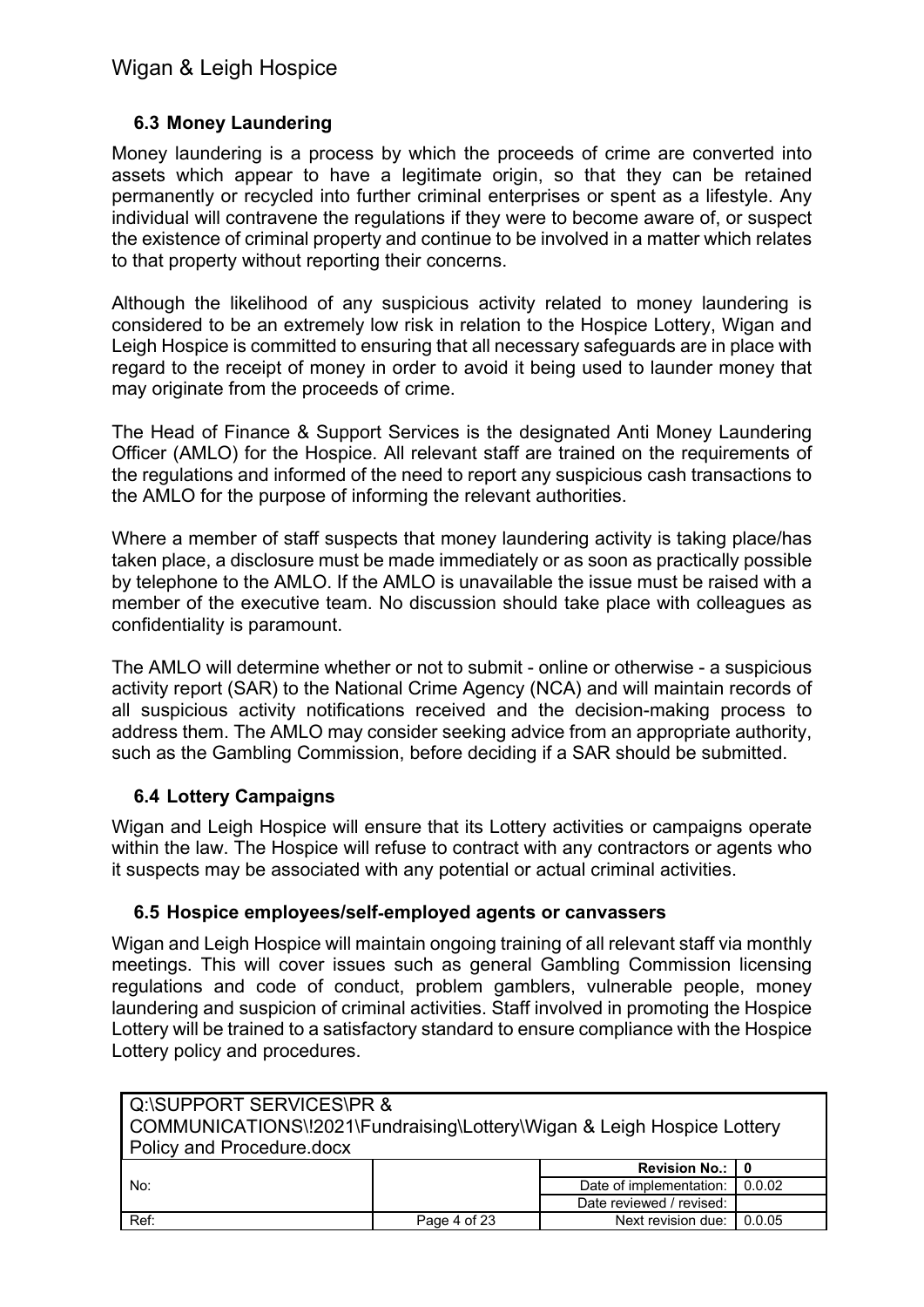### 6.3 Money Laundering

Money laundering is a process by which the proceeds of crime are converted into assets which appear to have a legitimate origin, so that they can be retained permanently or recycled into further criminal enterprises or spent as a lifestyle. Any individual will contravene the regulations if they were to become aware of, or suspect the existence of criminal property and continue to be involved in a matter which relates to that property without reporting their concerns.

Although the likelihood of any suspicious activity related to money laundering is considered to be an extremely low risk in relation to the Hospice Lottery, Wigan and Leigh Hospice is committed to ensuring that all necessary safeguards are in place with regard to the receipt of money in order to avoid it being used to launder money that may originate from the proceeds of crime.

The Head of Finance & Support Services is the designated Anti Money Laundering Officer (AMLO) for the Hospice. All relevant staff are trained on the requirements of the regulations and informed of the need to report any suspicious cash transactions to the AMLO for the purpose of informing the relevant authorities.

Where a member of staff suspects that money laundering activity is taking place/has taken place, a disclosure must be made immediately or as soon as practically possible by telephone to the AMLO. If the AMLO is unavailable the issue must be raised with a member of the executive team. No discussion should take place with colleagues as confidentiality is paramount.

The AMLO will determine whether or not to submit - online or otherwise - a suspicious activity report (SAR) to the National Crime Agency (NCA) and will maintain records of all suspicious activity notifications received and the decision-making process to address them. The AMLO may consider seeking advice from an appropriate authority, such as the Gambling Commission, before deciding if a SAR should be submitted.

### 6.4 Lottery Campaigns

Wigan and Leigh Hospice will ensure that its Lottery activities or campaigns operate within the law. The Hospice will refuse to contract with any contractors or agents who it suspects may be associated with any potential or actual criminal activities.

### 6.5 Hospice employees/self-employed agents or canvassers

Wigan and Leigh Hospice will maintain ongoing training of all relevant staff via monthly meetings. This will cover issues such as general Gambling Commission licensing regulations and code of conduct, problem gamblers, vulnerable people, money laundering and suspicion of criminal activities. Staff involved in promoting the Hospice Lottery will be trained to a satisfactory standard to ensure compliance with the Hospice Lottery policy and procedures.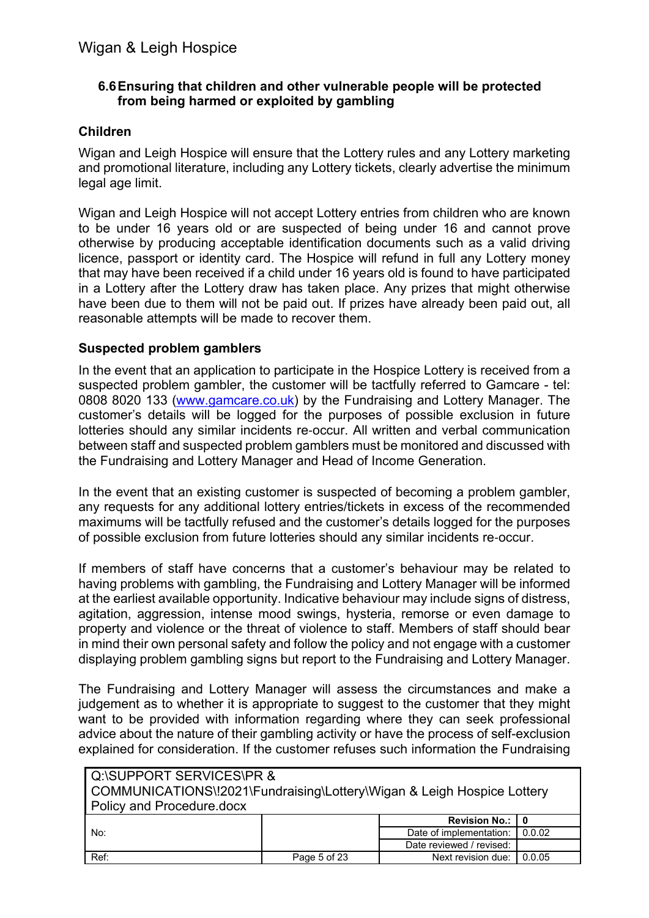### 6.6 Ensuring that children and other vulnerable people will be protected from being harmed or exploited by gambling

**Children**

Wigan and Leigh Hospice will ensure that the Lottery rules and any Lottery marketing and promotional literature, including any Lottery tickets, clearly advertise the minimum legal age limit.

Wigan and Leigh Hospice will not accept Lottery entries from children who are known to be under 16 years old or are suspected of being under 16 and cannot prove otherwise by producing acceptable identification documents such as a valid driving licence, passport or identity card. The Hospice will refund in full any Lottery money that may have been received if a child under 16 years old is found to have participated in a Lottery after the Lottery draw has taken place. Any prizes that might otherwise have been due to them will not be paid out. If prizes have already been paid out, all reasonable attempts will be made to recover them.

**Suspected problem gamblers**

In the event that an application to participate in the Hospice Lottery is received from a suspected problem gambler, the customer will be tactfully referred to Gamcare - tel: 0808 8020 133 (www.gamcare.co.uk) by the Fundraising and Lottery Manager. The customer's details will be logged for the purposes of possible exclusion in future lotteries should any similar incidents re-occur. All written and verbal communication between staff and suspected problem gamblers must be monitored and discussed with the Fundraising and Lottery Manager and Head of Income Generation.

In the event that an existing customer is suspected of becoming a problem gambler, any requests for any additional lottery entries/tickets in excess of the recommended maximums will be tactfully refused and the customer's details logged for the purposes of possible exclusion from future lotteries should any similar incidents re-occur.

If members of staff have concerns that a customer's behaviour may be related to having problems with gambling, the Fundraising and Lottery Manager will be informed at the earliest available opportunity. Indicative behaviour may include signs of distress, agitation, aggression, intense mood swings, hysteria, remorse or even damage to property and violence or the threat of violence to staff. Members of staff should bear in mind their own personal safety and follow the policy and not engage with a customer displaying problem gambling signs but report to the Fundraising and Lottery Manager.

The Fundraising and Lottery Manager will assess the circumstances and make a judgement as to whether it is appropriate to suggest to the customer that they might want to be provided with information regarding where they can seek professional advice about the nature of their gambling activity or have the process of self-exclusion explained for consideration. If the customer refuses such information the Fundraising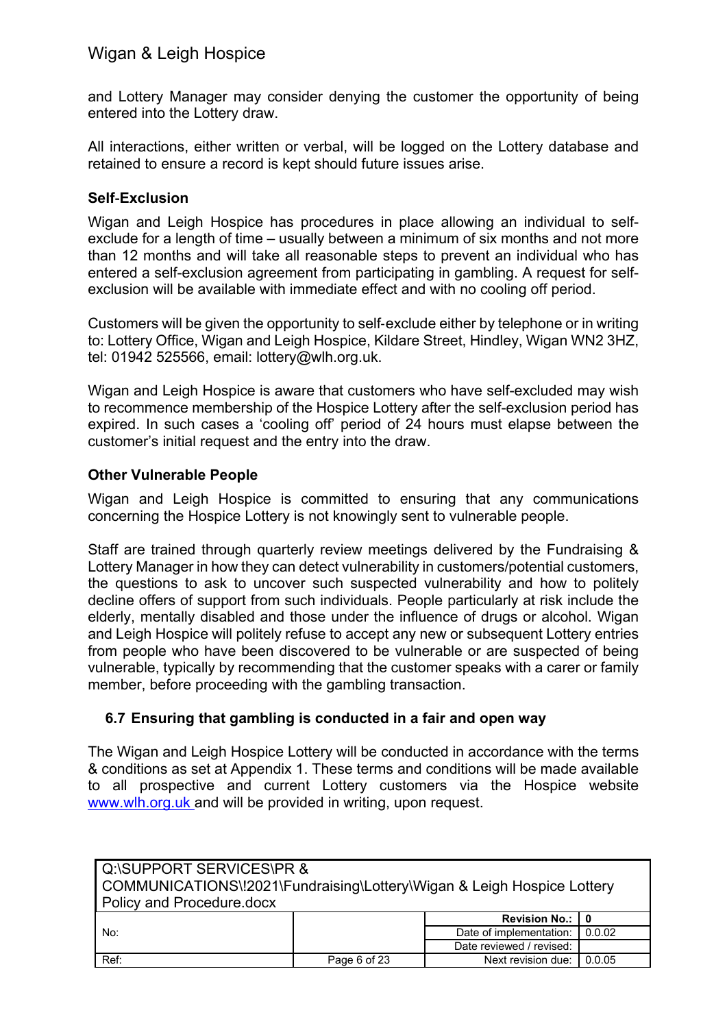and Lottery Manager may consider denying the customer the opportunity of being entered into the Lottery draw.

All interactions, either written or verbal, will be logged on the Lottery database and retained to ensure a record is kept should future issues arise.

**Self-Exclusion**

Wigan and Leigh Hospice has procedures in place allowing an individual to self-exclude for a length of time – usually between a minimum of six months and not more than 12 months and will take all reasonable steps to prevent an individual who has entered a self-exclusion agreement from participating in gambling. A request for self-exclusion will be available with immediate effect and with no cooling off period.

Customers will be given the opportunity to self-exclude either by telephone or in writing to: Lottery Office, Wigan and Leigh Hospice, Kildare Street, Hindley, Wigan WN2 3HZ, tel: 01942 525566, email: lottery@wlh.org.uk.

Wigan and Leigh Hospice is aware that customers who have self-excluded may wish to recommence membership of the Hospice Lottery after the self-exclusion period has expired. In such cases a 'cooling off' period of 24 hours must elapse between the customer's initial request and the entry into the draw.

**Other Vulnerable People**

Wigan and Leigh Hospice is committed to ensuring that any communications concerning the Hospice Lottery is not knowingly sent to vulnerable people.

Staff are trained through quarterly review meetings delivered by the Fundraising & Lottery Manager in how they can detect vulnerability in customers/potential customers, the questions to ask to uncover such suspected vulnerability and how to politely decline offers of support from such individuals. People particularly at risk include the elderly, mentally disabled and those under the influence of drugs or alcohol. Wigan and Leigh Hospice will politely refuse to accept any new or subsequent Lottery entries from people who have been discovered to be vulnerable or are suspected of being vulnerable, typically by recommending that the customer speaks with a carer or family member, before proceeding with the gambling transaction.

### 6.7 Ensuring that gambling is conducted in a fair and open way

The Wigan and Leigh Hospice Lottery will be conducted in accordance with the terms & conditions as set at Appendix 1. These terms and conditions will be made available to all prospective and current Lottery customers via the Hospice website www.wlh.org.uk and will be provided in writing, upon request.

| Q:\SUPPORT SERVICES\PR & COMMUNICATIONS\!2021\Fundraising\Lottery\Wigan & Leigh Hospice Lottery Policy and Procedure.docx | | | |
|---|---|---|---|
| No: | | **Revision No.:** | **0** |
| | | Date of implementation: | 0.0.02 |
| | | Date reviewed / revised: | |
| Ref: | Page 6 of 23 | Next revision due: | 0.0.05 |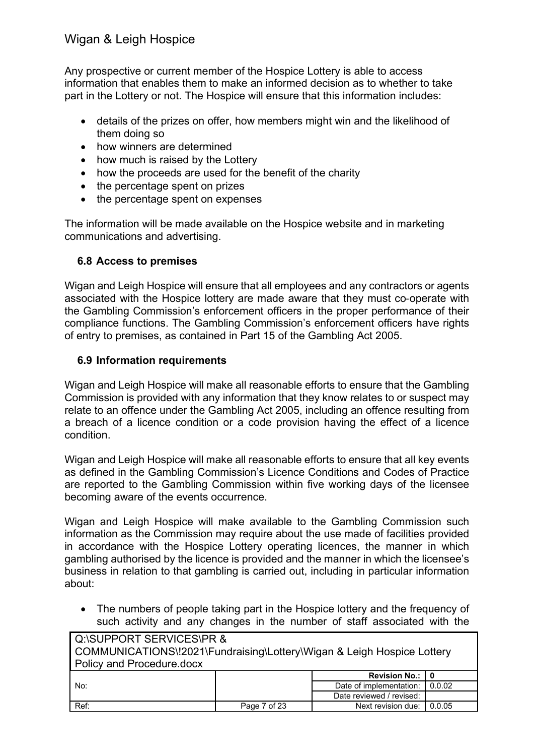Any prospective or current member of the Hospice Lottery is able to access information that enables them to make an informed decision as to whether to take part in the Lottery or not. The Hospice will ensure that this information includes:

- details of the prizes on offer, how members might win and the likelihood of them doing so
- how winners are determined
- how much is raised by the Lottery
- how the proceeds are used for the benefit of the charity
- the percentage spent on prizes
- the percentage spent on expenses

The information will be made available on the Hospice website and in marketing communications and advertising.

### 6.8 Access to premises

Wigan and Leigh Hospice will ensure that all employees and any contractors or agents associated with the Hospice lottery are made aware that they must co-operate with the Gambling Commission's enforcement officers in the proper performance of their compliance functions. The Gambling Commission's enforcement officers have rights of entry to premises, as contained in Part 15 of the Gambling Act 2005.

### 6.9 Information requirements

Wigan and Leigh Hospice will make all reasonable efforts to ensure that the Gambling Commission is provided with any information that they know relates to or suspect may relate to an offence under the Gambling Act 2005, including an offence resulting from a breach of a licence condition or a code provision having the effect of a licence condition.

Wigan and Leigh Hospice will make all reasonable efforts to ensure that all key events as defined in the Gambling Commission's Licence Conditions and Codes of Practice are reported to the Gambling Commission within five working days of the licensee becoming aware of the events occurrence.

Wigan and Leigh Hospice will make available to the Gambling Commission such information as the Commission may require about the use made of facilities provided in accordance with the Hospice Lottery operating licences, the manner in which gambling authorised by the licence is provided and the manner in which the licensee's business in relation to that gambling is carried out, including in particular information about:

- The numbers of people taking part in the Hospice lottery and the frequency of such activity and any changes in the number of staff associated with the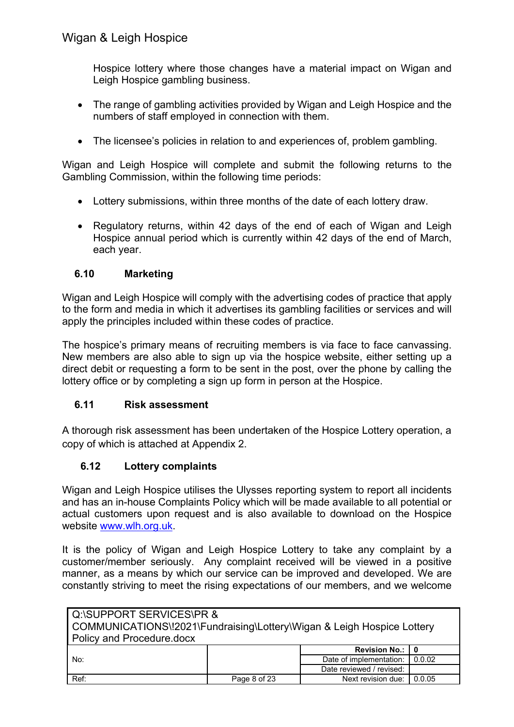Hospice lottery where those changes have a material impact on Wigan and Leigh Hospice gambling business.

- The range of gambling activities provided by Wigan and Leigh Hospice and the numbers of staff employed in connection with them.
- The licensee's policies in relation to and experiences of, problem gambling.

Wigan and Leigh Hospice will complete and submit the following returns to the Gambling Commission, within the following time periods:

- Lottery submissions, within three months of the date of each lottery draw.
- Regulatory returns, within 42 days of the end of each of Wigan and Leigh Hospice annual period which is currently within 42 days of the end of March, each year.

### 6.10 Marketing

Wigan and Leigh Hospice will comply with the advertising codes of practice that apply to the form and media in which it advertises its gambling facilities or services and will apply the principles included within these codes of practice.

The hospice's primary means of recruiting members is via face to face canvassing. New members are also able to sign up via the hospice website, either setting up a direct debit or requesting a form to be sent in the post, over the phone by calling the lottery office or by completing a sign up form in person at the Hospice.

### 6.11 Risk assessment

A thorough risk assessment has been undertaken of the Hospice Lottery operation, a copy of which is attached at Appendix 2.

### 6.12 Lottery complaints

Wigan and Leigh Hospice utilises the Ulysses reporting system to report all incidents and has an in-house Complaints Policy which will be made available to all potential or actual customers upon request and is also available to download on the Hospice website [www.wlh.org.uk](http://www.wlh.org.uk).

It is the policy of Wigan and Leigh Hospice Lottery to take any complaint by a customer/member seriously. Any complaint received will be viewed in a positive manner, as a means by which our service can be improved and developed. We are constantly striving to meet the rising expectations of our members, and we welcome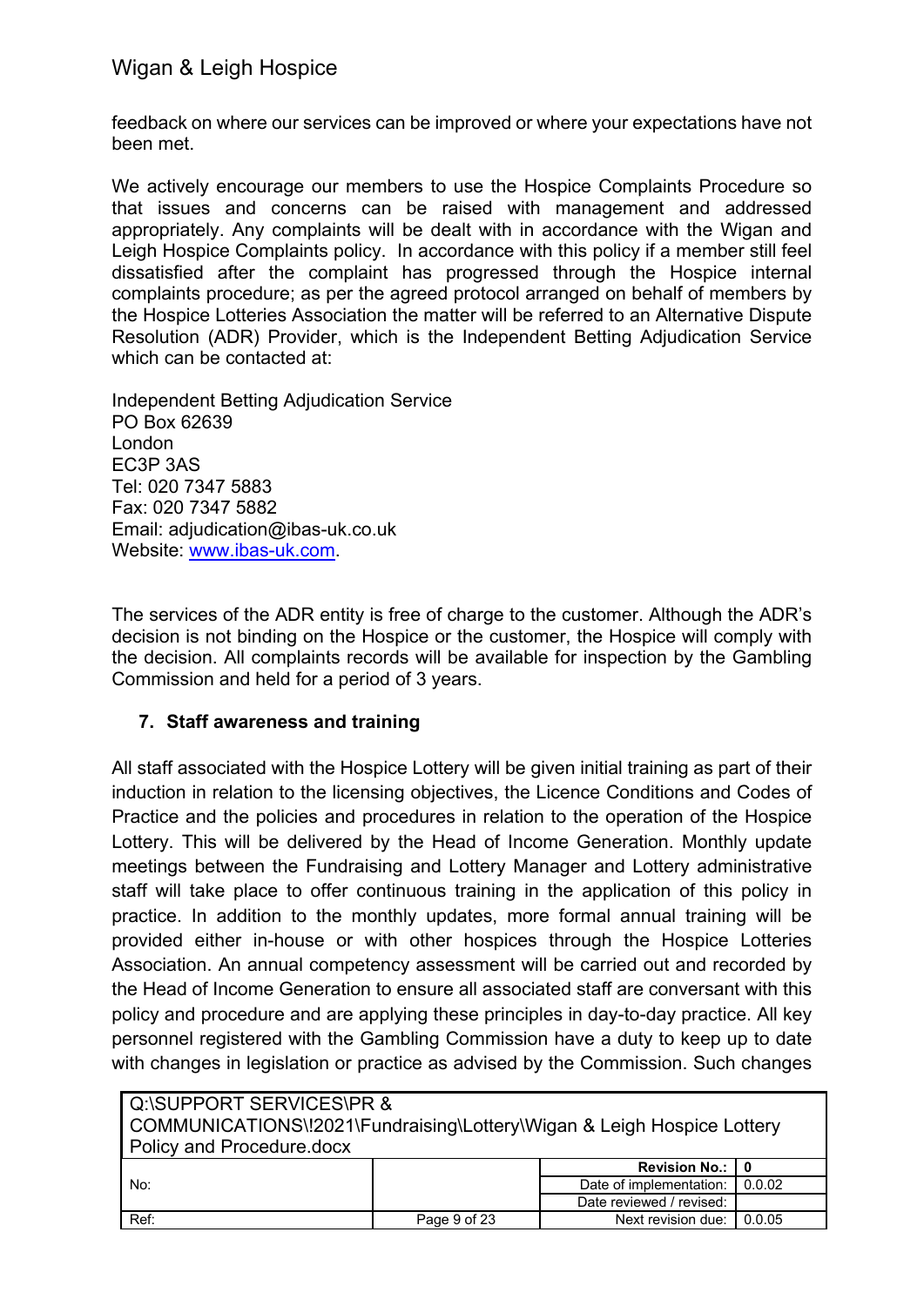feedback on where our services can be improved or where your expectations have not been met.

We actively encourage our members to use the Hospice Complaints Procedure so that issues and concerns can be raised with management and addressed appropriately. Any complaints will be dealt with in accordance with the Wigan and Leigh Hospice Complaints policy. In accordance with this policy if a member still feel dissatisfied after the complaint has progressed through the Hospice internal complaints procedure; as per the agreed protocol arranged on behalf of members by the Hospice Lotteries Association the matter will be referred to an Alternative Dispute Resolution (ADR) Provider, which is the Independent Betting Adjudication Service which can be contacted at:

Independent Betting Adjudication Service
PO Box 62639
London
EC3P 3AS
Tel: 020 7347 5883
Fax: 020 7347 5882
Email: adjudication@ibas-uk.co.uk
Website: [www.ibas-uk.com](www.ibas-uk.com).

The services of the ADR entity is free of charge to the customer. Although the ADR's decision is not binding on the Hospice or the customer, the Hospice will comply with the decision. All complaints records will be available for inspection by the Gambling Commission and held for a period of 3 years.

## 7. Staff awareness and training

All staff associated with the Hospice Lottery will be given initial training as part of their induction in relation to the licensing objectives, the Licence Conditions and Codes of Practice and the policies and procedures in relation to the operation of the Hospice Lottery. This will be delivered by the Head of Income Generation. Monthly update meetings between the Fundraising and Lottery Manager and Lottery administrative staff will take place to offer continuous training in the application of this policy in practice. In addition to the monthly updates, more formal annual training will be provided either in-house or with other hospices through the Hospice Lotteries Association. An annual competency assessment will be carried out and recorded by the Head of Income Generation to ensure all associated staff are conversant with this policy and procedure and are applying these principles in day-to-day practice. All key personnel registered with the Gambling Commission have a duty to keep up to date with changes in legislation or practice as advised by the Commission. Such changes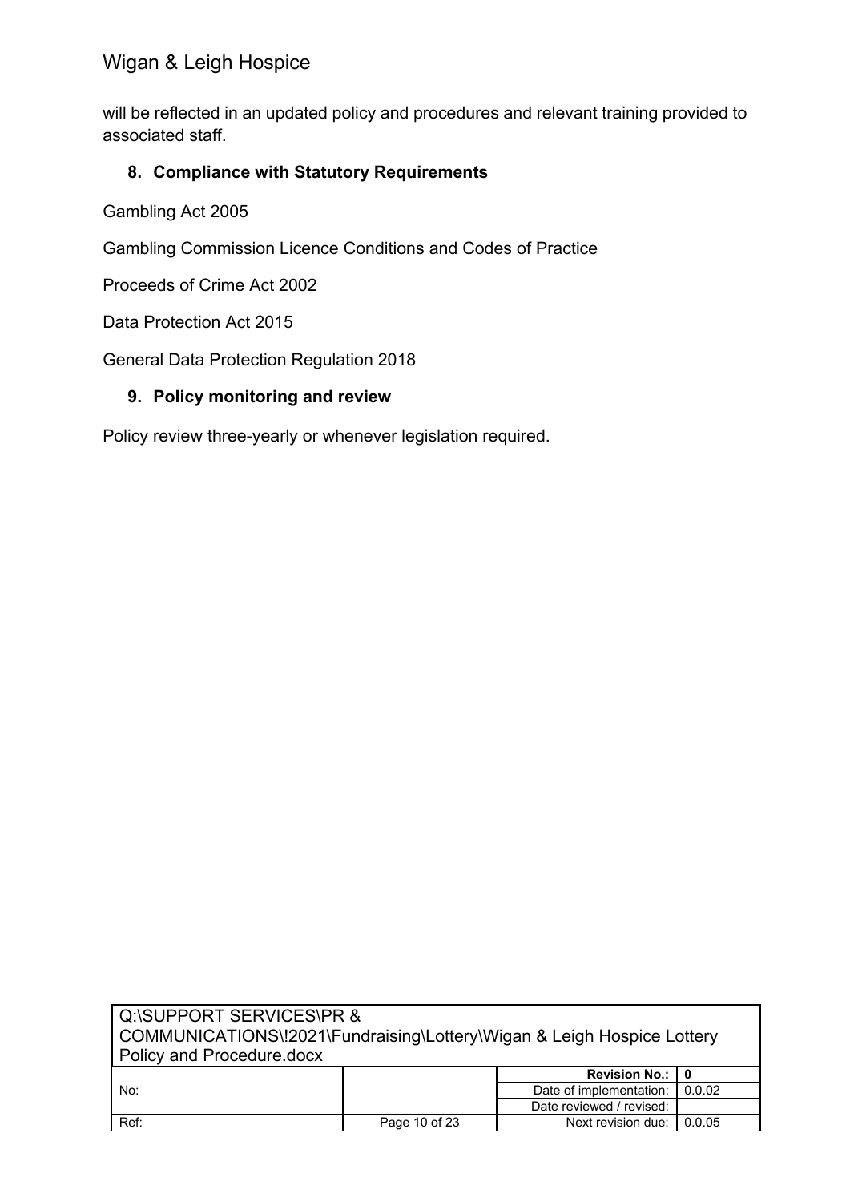will be reflected in an updated policy and procedures and relevant training provided to associated staff.

## 8. Compliance with Statutory Requirements

Gambling Act 2005

Gambling Commission Licence Conditions and Codes of Practice

Proceeds of Crime Act 2002

Data Protection Act 2015

General Data Protection Regulation 2018

## 9. Policy monitoring and review

Policy review three-yearly or whenever legislation required.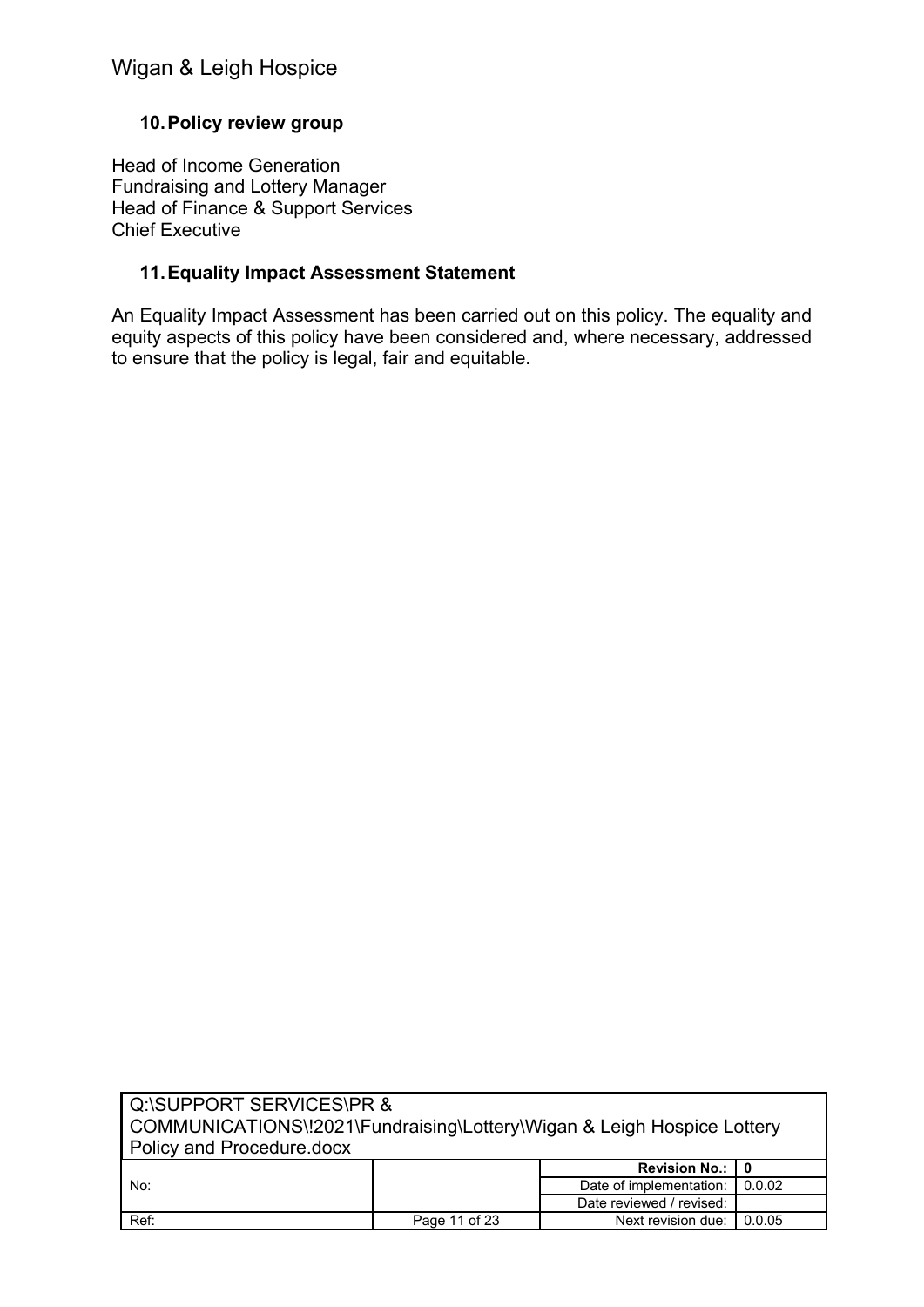## 10. Policy review group

Head of Income Generation
Fundraising and Lottery Manager
Head of Finance & Support Services
Chief Executive

## 11. Equality Impact Assessment Statement

An Equality Impact Assessment has been carried out on this policy. The equality and equity aspects of this policy have been considered and, where necessary, addressed to ensure that the policy is legal, fair and equitable.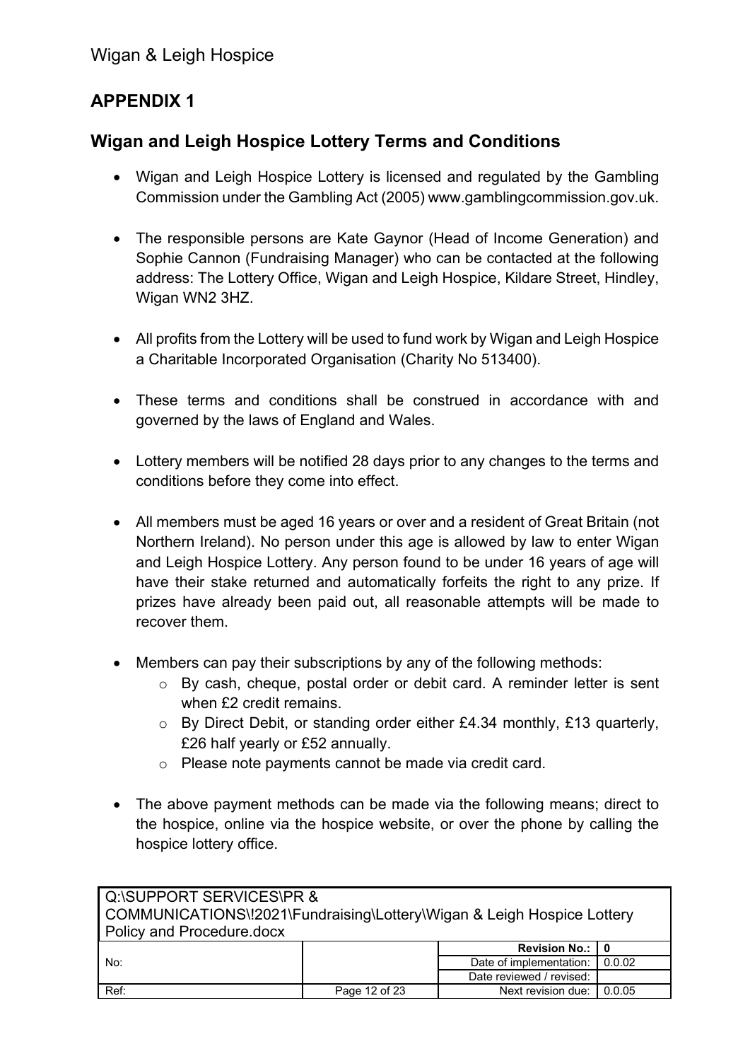# APPENDIX 1

## Wigan and Leigh Hospice Lottery Terms and Conditions

- Wigan and Leigh Hospice Lottery is licensed and regulated by the Gambling Commission under the Gambling Act (2005) www.gamblingcommission.gov.uk.

- The responsible persons are Kate Gaynor (Head of Income Generation) and Sophie Cannon (Fundraising Manager) who can be contacted at the following address: The Lottery Office, Wigan and Leigh Hospice, Kildare Street, Hindley, Wigan WN2 3HZ.

- All profits from the Lottery will be used to fund work by Wigan and Leigh Hospice a Charitable Incorporated Organisation (Charity No 513400).

- These terms and conditions shall be construed in accordance with and governed by the laws of England and Wales.

- Lottery members will be notified 28 days prior to any changes to the terms and conditions before they come into effect.

- All members must be aged 16 years or over and a resident of Great Britain (not Northern Ireland). No person under this age is allowed by law to enter Wigan and Leigh Hospice Lottery. Any person found to be under 16 years of age will have their stake returned and automatically forfeits the right to any prize. If prizes have already been paid out, all reasonable attempts will be made to recover them.

- Members can pay their subscriptions by any of the following methods:
  - By cash, cheque, postal order or debit card. A reminder letter is sent when £2 credit remains.
  - By Direct Debit, or standing order either £4.34 monthly, £13 quarterly, £26 half yearly or £52 annually.
  - Please note payments cannot be made via credit card.

- The above payment methods can be made via the following means; direct to the hospice, online via the hospice website, or over the phone by calling the hospice lottery office.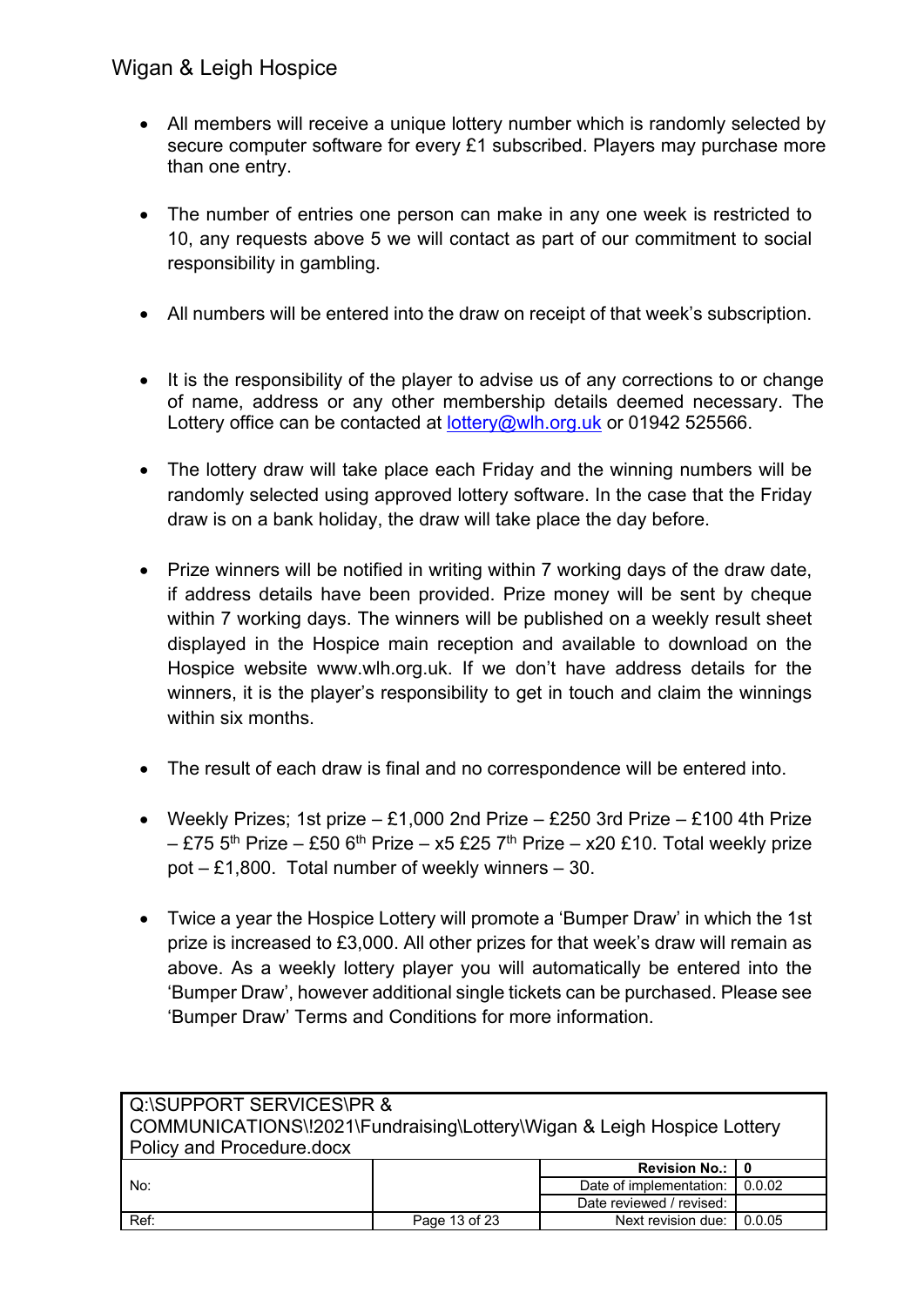- All members will receive a unique lottery number which is randomly selected by secure computer software for every £1 subscribed. Players may purchase more than one entry.

- The number of entries one person can make in any one week is restricted to 10, any requests above 5 we will contact as part of our commitment to social responsibility in gambling.

- All numbers will be entered into the draw on receipt of that week's subscription.

- It is the responsibility of the player to advise us of any corrections to or change of name, address or any other membership details deemed necessary. The Lottery office can be contacted at lottery@wlh.org.uk or 01942 525566.

- The lottery draw will take place each Friday and the winning numbers will be randomly selected using approved lottery software. In the case that the Friday draw is on a bank holiday, the draw will take place the day before.

- Prize winners will be notified in writing within 7 working days of the draw date, if address details have been provided. Prize money will be sent by cheque within 7 working days. The winners will be published on a weekly result sheet displayed in the Hospice main reception and available to download on the Hospice website www.wlh.org.uk. If we don't have address details for the winners, it is the player's responsibility to get in touch and claim the winnings within six months.

- The result of each draw is final and no correspondence will be entered into.

- Weekly Prizes; 1st prize – £1,000 2nd Prize – £250 3rd Prize – £100 4th Prize – £75 5th Prize – £50 6th Prize – x5 £25 7th Prize – x20 £10. Total weekly prize pot – £1,800. Total number of weekly winners – 30.

- Twice a year the Hospice Lottery will promote a 'Bumper Draw' in which the 1st prize is increased to £3,000. All other prizes for that week's draw will remain as above. As a weekly lottery player you will automatically be entered into the 'Bumper Draw', however additional single tickets can be purchased. Please see 'Bumper Draw' Terms and Conditions for more information.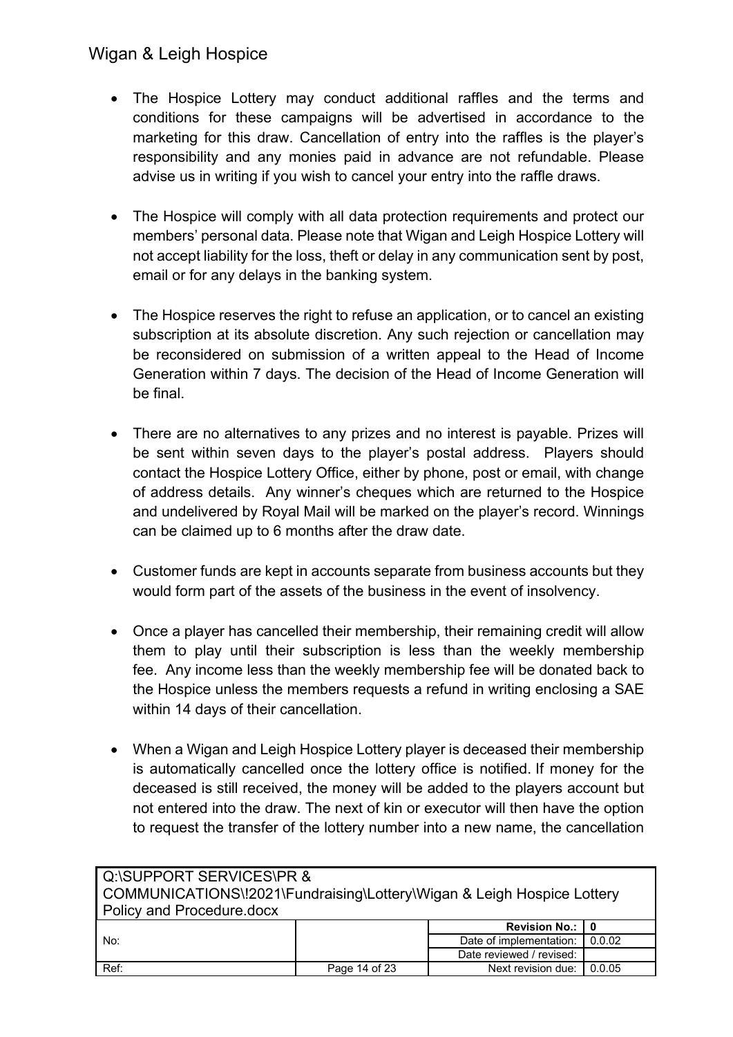- The Hospice Lottery may conduct additional raffles and the terms and conditions for these campaigns will be advertised in accordance to the marketing for this draw. Cancellation of entry into the raffles is the player's responsibility and any monies paid in advance are not refundable. Please advise us in writing if you wish to cancel your entry into the raffle draws.

- The Hospice will comply with all data protection requirements and protect our members' personal data. Please note that Wigan and Leigh Hospice Lottery will not accept liability for the loss, theft or delay in any communication sent by post, email or for any delays in the banking system.

- The Hospice reserves the right to refuse an application, or to cancel an existing subscription at its absolute discretion. Any such rejection or cancellation may be reconsidered on submission of a written appeal to the Head of Income Generation within 7 days. The decision of the Head of Income Generation will be final.

- There are no alternatives to any prizes and no interest is payable. Prizes will be sent within seven days to the player's postal address. Players should contact the Hospice Lottery Office, either by phone, post or email, with change of address details. Any winner's cheques which are returned to the Hospice and undelivered by Royal Mail will be marked on the player's record. Winnings can be claimed up to 6 months after the draw date.

- Customer funds are kept in accounts separate from business accounts but they would form part of the assets of the business in the event of insolvency.

- Once a player has cancelled their membership, their remaining credit will allow them to play until their subscription is less than the weekly membership fee. Any income less than the weekly membership fee will be donated back to the Hospice unless the members requests a refund in writing enclosing a SAE within 14 days of their cancellation.

- When a Wigan and Leigh Hospice Lottery player is deceased their membership is automatically cancelled once the lottery office is notified. If money for the deceased is still received, the money will be added to the players account but not entered into the draw. The next of kin or executor will then have the option to request the transfer of the lottery number into a new name, the cancellation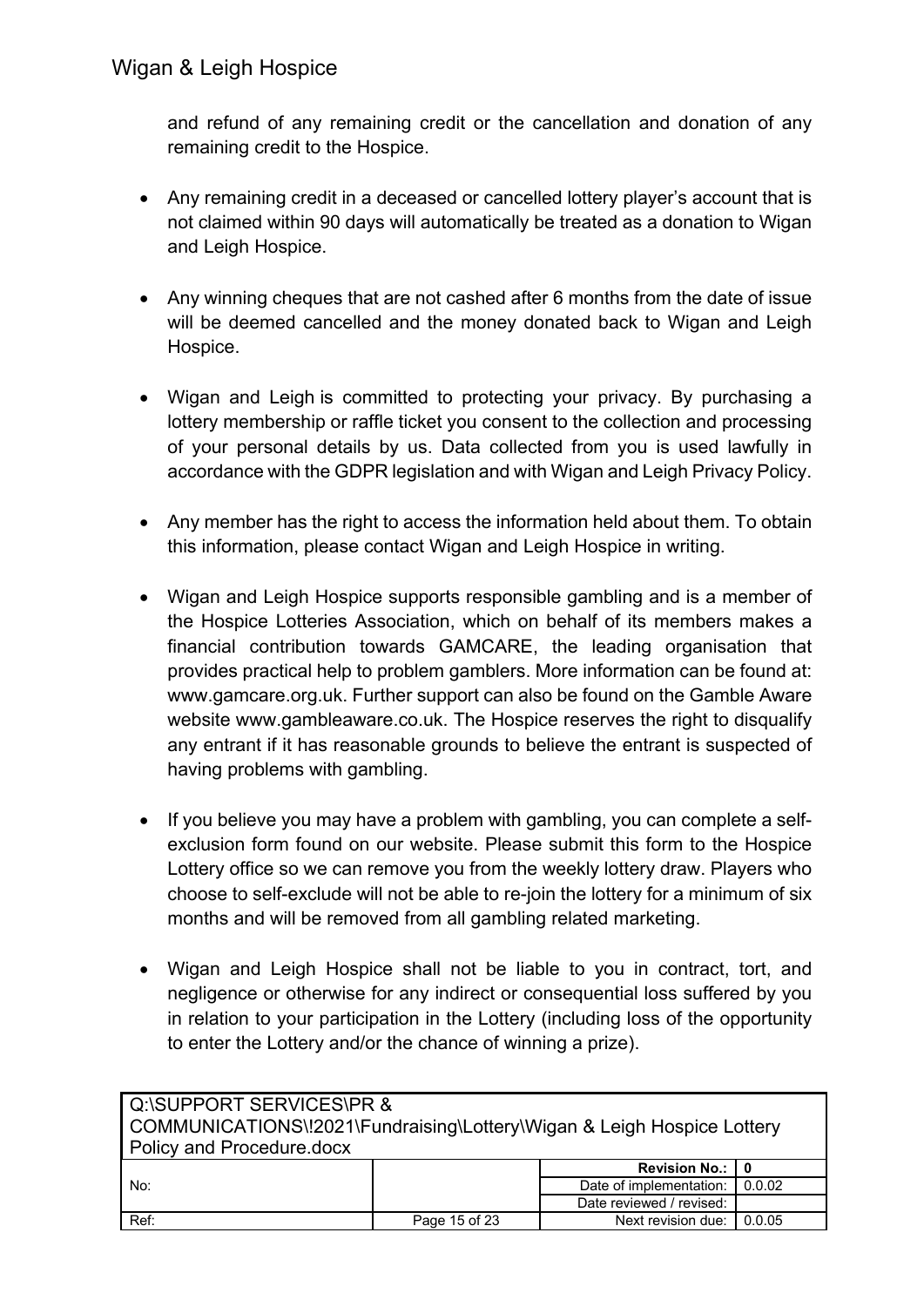and refund of any remaining credit or the cancellation and donation of any remaining credit to the Hospice.

- Any remaining credit in a deceased or cancelled lottery player's account that is not claimed within 90 days will automatically be treated as a donation to Wigan and Leigh Hospice.

- Any winning cheques that are not cashed after 6 months from the date of issue will be deemed cancelled and the money donated back to Wigan and Leigh Hospice.

- Wigan and Leigh is committed to protecting your privacy. By purchasing a lottery membership or raffle ticket you consent to the collection and processing of your personal details by us. Data collected from you is used lawfully in accordance with the GDPR legislation and with Wigan and Leigh Privacy Policy.

- Any member has the right to access the information held about them. To obtain this information, please contact Wigan and Leigh Hospice in writing.

- Wigan and Leigh Hospice supports responsible gambling and is a member of the Hospice Lotteries Association, which on behalf of its members makes a financial contribution towards GAMCARE, the leading organisation that provides practical help to problem gamblers. More information can be found at: www.gamcare.org.uk. Further support can also be found on the Gamble Aware website www.gambleaware.co.uk. The Hospice reserves the right to disqualify any entrant if it has reasonable grounds to believe the entrant is suspected of having problems with gambling.

- If you believe you may have a problem with gambling, you can complete a self-exclusion form found on our website. Please submit this form to the Hospice Lottery office so we can remove you from the weekly lottery draw. Players who choose to self-exclude will not be able to re-join the lottery for a minimum of six months and will be removed from all gambling related marketing.

- Wigan and Leigh Hospice shall not be liable to you in contract, tort, and negligence or otherwise for any indirect or consequential loss suffered by you in relation to your participation in the Lottery (including loss of the opportunity to enter the Lottery and/or the chance of winning a prize).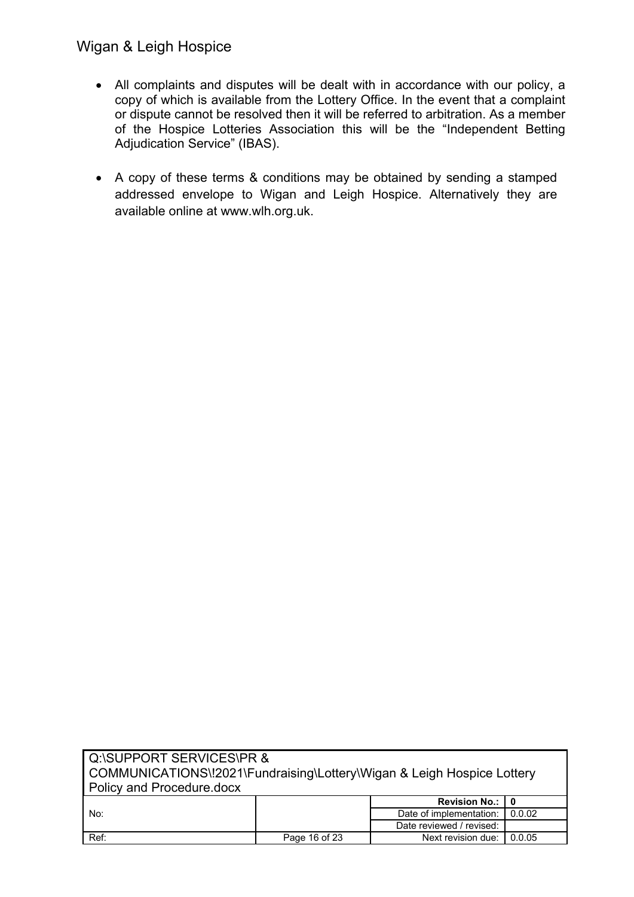- All complaints and disputes will be dealt with in accordance with our policy, a copy of which is available from the Lottery Office. In the event that a complaint or dispute cannot be resolved then it will be referred to arbitration. As a member of the Hospice Lotteries Association this will be the "Independent Betting Adjudication Service" (IBAS).

- A copy of these terms & conditions may be obtained by sending a stamped addressed envelope to Wigan and Leigh Hospice. Alternatively they are available online at www.wlh.org.uk.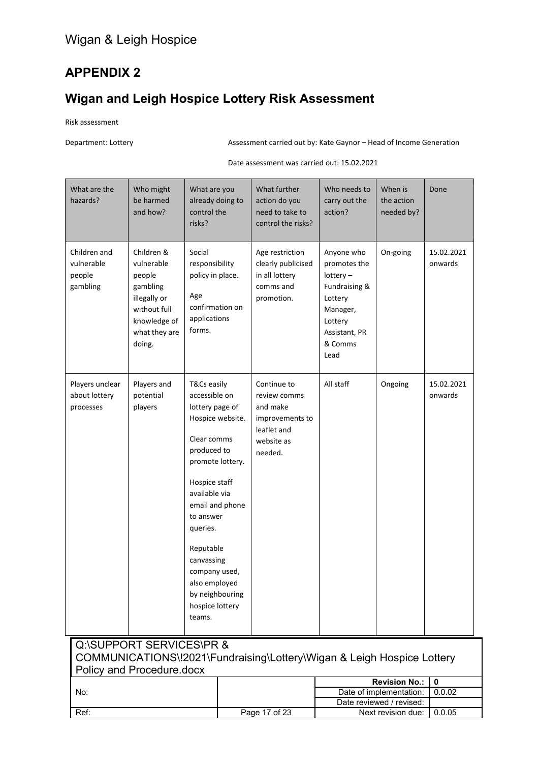## APPENDIX 2

## Wigan and Leigh Hospice Lottery Risk Assessment

Risk assessment

Department: Lottery

Assessment carried out by: Kate Gaynor – Head of Income Generation

Date assessment was carried out: 15.02.2021

| What are the hazards? | Who might be harmed and how? | What are you already doing to control the risks? | What further action do you need to take to control the risks? | Who needs to carry out the action? | When is the action needed by? | Done |
|---|---|---|---|---|---|---|
| Children and vulnerable people gambling | Children & vulnerable people gambling illegally or without full knowledge of what they are doing. | Social responsibility policy in place.<br><br>Age confirmation on applications forms. | Age restriction clearly publicised in all lottery comms and promotion. | Anyone who promotes the lottery – Fundraising & Lottery Manager, Lottery Assistant, PR & Comms Lead | On-going | 15.02.2021 onwards |
| Players unclear about lottery processes | Players and potential players | T&Cs easily accessible on lottery page of Hospice website.<br><br>Clear comms produced to promote lottery.<br><br>Hospice staff available via email and phone to answer queries.<br><br>Reputable canvassing company used, also employed by neighbouring hospice lottery teams. | Continue to review comms and make improvements to leaflet and website as needed. | All staff | Ongoing | 15.02.2021 onwards |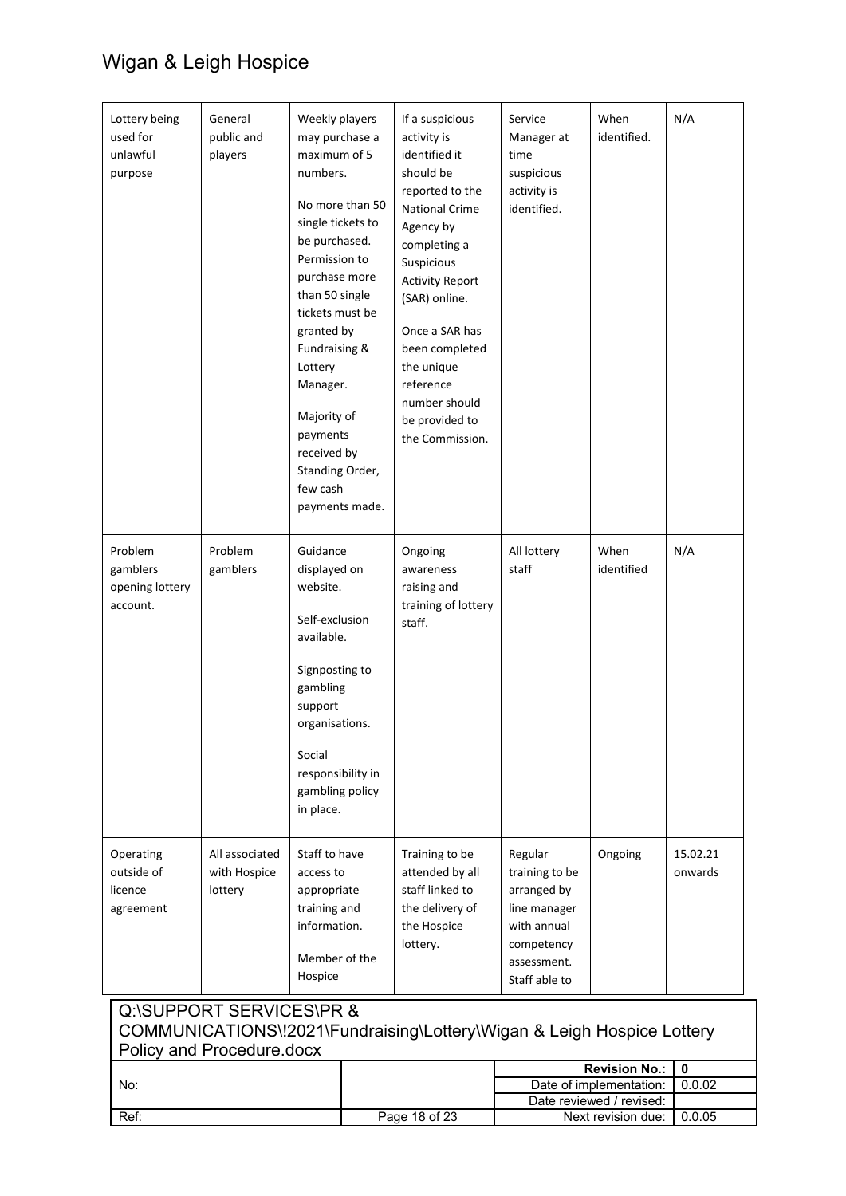| Lottery being used for unlawful purpose | General public and players | Weekly players may purchase a maximum of 5 numbers.<br><br>No more than 50 single tickets to be purchased. Permission to purchase more than 50 single tickets must be granted by Fundraising & Lottery Manager.<br><br>Majority of payments received by Standing Order, few cash payments made. | If a suspicious activity is identified it should be reported to the National Crime Agency by completing a Suspicious Activity Report (SAR) online.<br><br>Once a SAR has been completed the unique reference number should be provided to the Commission. | Service Manager at time suspicious activity is identified. | When identified. | N/A |
|---|---|---|---|---|---|---|
| Problem gamblers opening lottery account. | Problem gamblers | Guidance displayed on website.<br><br>Self-exclusion available.<br><br>Signposting to gambling support organisations.<br><br>Social responsibility in gambling policy in place. | Ongoing awareness raising and training of lottery staff. | All lottery staff | When identified | N/A |
| Operating outside of licence agreement | All associated with Hospice lottery | Staff to have access to appropriate training and information.<br><br>Member of the Hospice | Training to be attended by all staff linked to the delivery of the Hospice lottery. | Regular training to be arranged by line manager with annual competency assessment. Staff able to | Ongoing | 15.02.21 onwards |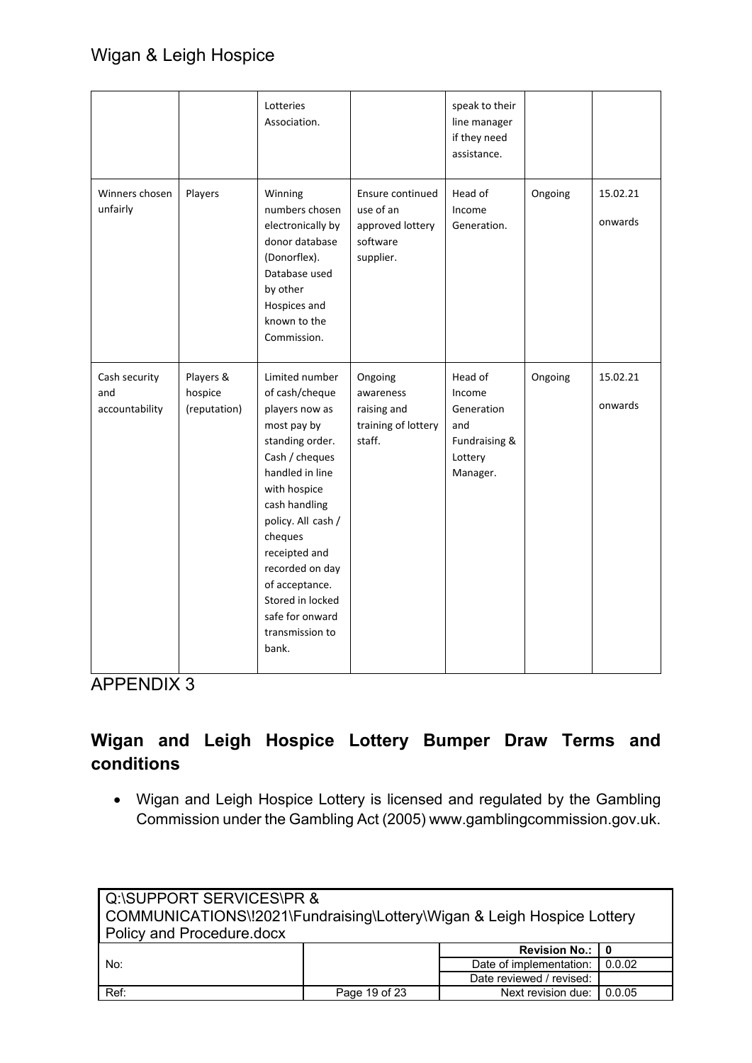| | | Lotteries Association. | | speak to their line manager if they need assistance. | | |
|---|---|---|---|---|---|---|
| Winners chosen unfairly | Players | Winning numbers chosen electronically by donor database (Donorflex). Database used by other Hospices and known to the Commission. | Ensure continued use of an approved lottery software supplier. | Head of Income Generation. | Ongoing | 15.02.21 onwards |
| Cash security and accountability | Players & hospice (reputation) | Limited number of cash/cheque players now as most pay by standing order. Cash / cheques handled in line with hospice cash handling policy. All cash / cheques receipted and recorded on day of acceptance. Stored in locked safe for onward transmission to bank. | Ongoing awareness raising and training of lottery staff. | Head of Income Generation and Fundraising & Lottery Manager. | Ongoing | 15.02.21 onwards |

APPENDIX 3

## Wigan and Leigh Hospice Lottery Bumper Draw Terms and conditions

- Wigan and Leigh Hospice Lottery is licensed and regulated by the Gambling Commission under the Gambling Act (2005) www.gamblingcommission.gov.uk.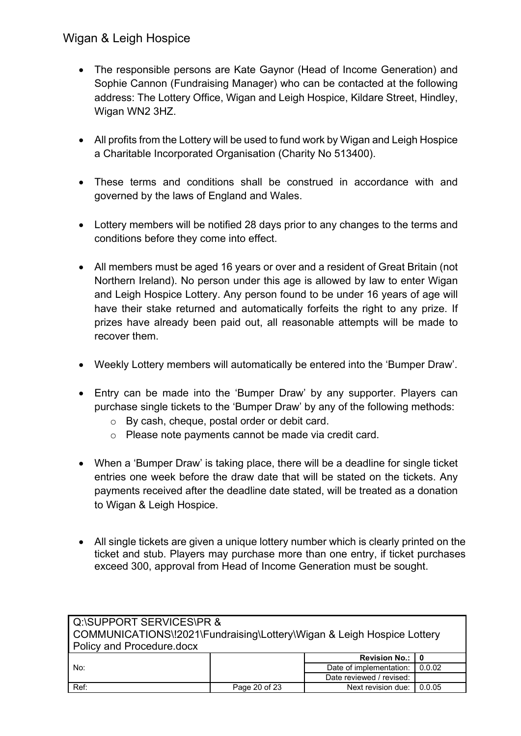- The responsible persons are Kate Gaynor (Head of Income Generation) and Sophie Cannon (Fundraising Manager) who can be contacted at the following address: The Lottery Office, Wigan and Leigh Hospice, Kildare Street, Hindley, Wigan WN2 3HZ.

- All profits from the Lottery will be used to fund work by Wigan and Leigh Hospice a Charitable Incorporated Organisation (Charity No 513400).

- These terms and conditions shall be construed in accordance with and governed by the laws of England and Wales.

- Lottery members will be notified 28 days prior to any changes to the terms and conditions before they come into effect.

- All members must be aged 16 years or over and a resident of Great Britain (not Northern Ireland). No person under this age is allowed by law to enter Wigan and Leigh Hospice Lottery. Any person found to be under 16 years of age will have their stake returned and automatically forfeits the right to any prize. If prizes have already been paid out, all reasonable attempts will be made to recover them.

- Weekly Lottery members will automatically be entered into the 'Bumper Draw'.

- Entry can be made into the 'Bumper Draw' by any supporter. Players can purchase single tickets to the 'Bumper Draw' by any of the following methods:
  - By cash, cheque, postal order or debit card.
  - Please note payments cannot be made via credit card.

- When a 'Bumper Draw' is taking place, there will be a deadline for single ticket entries one week before the draw date that will be stated on the tickets. Any payments received after the deadline date stated, will be treated as a donation to Wigan & Leigh Hospice.

- All single tickets are given a unique lottery number which is clearly printed on the ticket and stub. Players may purchase more than one entry, if ticket purchases exceed 300, approval from Head of Income Generation must be sought.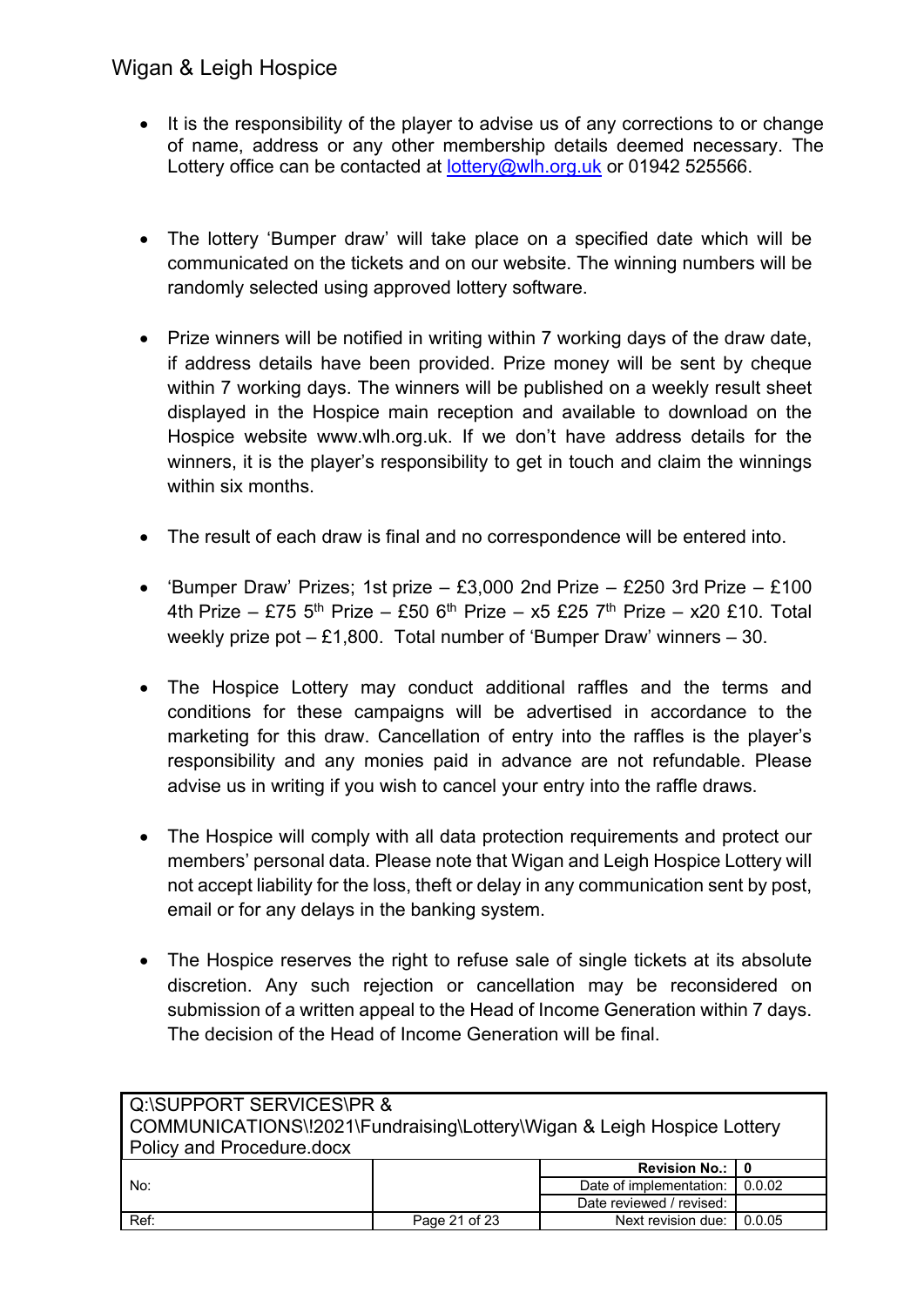- It is the responsibility of the player to advise us of any corrections to or change of name, address or any other membership details deemed necessary. The Lottery office can be contacted at lottery@wlh.org.uk or 01942 525566.

- The lottery 'Bumper draw' will take place on a specified date which will be communicated on the tickets and on our website. The winning numbers will be randomly selected using approved lottery software.

- Prize winners will be notified in writing within 7 working days of the draw date, if address details have been provided. Prize money will be sent by cheque within 7 working days. The winners will be published on a weekly result sheet displayed in the Hospice main reception and available to download on the Hospice website www.wlh.org.uk. If we don't have address details for the winners, it is the player's responsibility to get in touch and claim the winnings within six months.

- The result of each draw is final and no correspondence will be entered into.

- 'Bumper Draw' Prizes; 1st prize – £3,000 2nd Prize – £250 3rd Prize – £100 4th Prize – £75 5th Prize – £50 6th Prize – x5 £25 7th Prize – x20 £10. Total weekly prize pot – £1,800. Total number of 'Bumper Draw' winners – 30.

- The Hospice Lottery may conduct additional raffles and the terms and conditions for these campaigns will be advertised in accordance to the marketing for this draw. Cancellation of entry into the raffles is the player's responsibility and any monies paid in advance are not refundable. Please advise us in writing if you wish to cancel your entry into the raffle draws.

- The Hospice will comply with all data protection requirements and protect our members' personal data. Please note that Wigan and Leigh Hospice Lottery will not accept liability for the loss, theft or delay in any communication sent by post, email or for any delays in the banking system.

- The Hospice reserves the right to refuse sale of single tickets at its absolute discretion. Any such rejection or cancellation may be reconsidered on submission of a written appeal to the Head of Income Generation within 7 days. The decision of the Head of Income Generation will be final.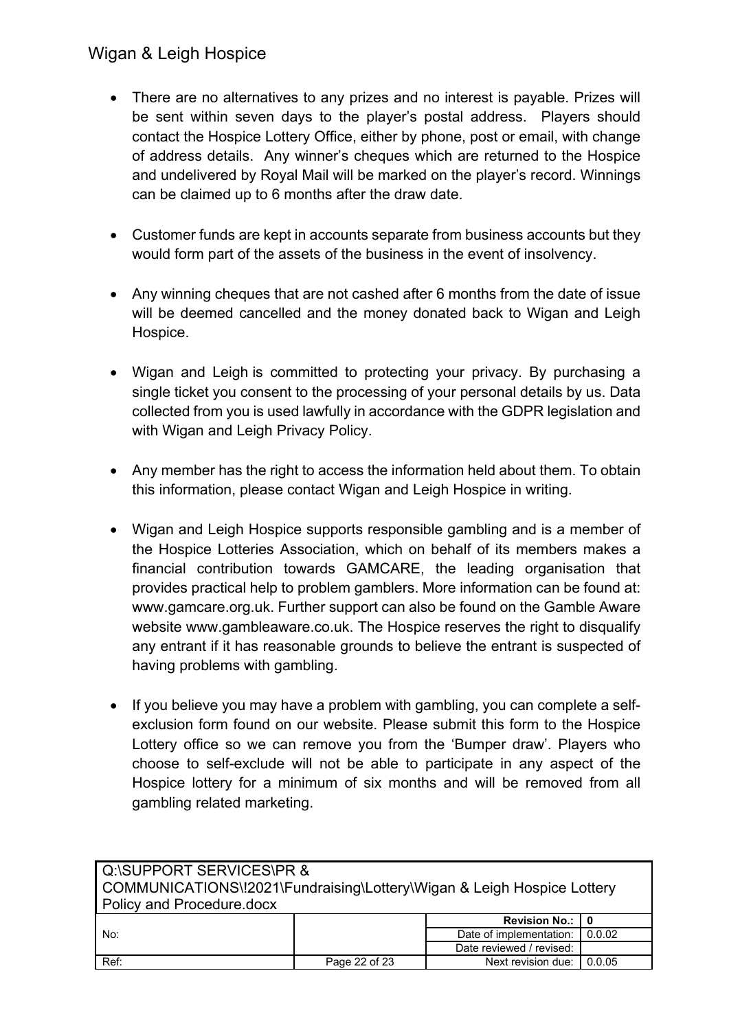- There are no alternatives to any prizes and no interest is payable. Prizes will be sent within seven days to the player's postal address. Players should contact the Hospice Lottery Office, either by phone, post or email, with change of address details. Any winner's cheques which are returned to the Hospice and undelivered by Royal Mail will be marked on the player's record. Winnings can be claimed up to 6 months after the draw date.

- Customer funds are kept in accounts separate from business accounts but they would form part of the assets of the business in the event of insolvency.

- Any winning cheques that are not cashed after 6 months from the date of issue will be deemed cancelled and the money donated back to Wigan and Leigh Hospice.

- Wigan and Leigh is committed to protecting your privacy. By purchasing a single ticket you consent to the processing of your personal details by us. Data collected from you is used lawfully in accordance with the GDPR legislation and with Wigan and Leigh Privacy Policy.

- Any member has the right to access the information held about them. To obtain this information, please contact Wigan and Leigh Hospice in writing.

- Wigan and Leigh Hospice supports responsible gambling and is a member of the Hospice Lotteries Association, which on behalf of its members makes a financial contribution towards GAMCARE, the leading organisation that provides practical help to problem gamblers. More information can be found at: www.gamcare.org.uk. Further support can also be found on the Gamble Aware website www.gambleaware.co.uk. The Hospice reserves the right to disqualify any entrant if it has reasonable grounds to believe the entrant is suspected of having problems with gambling.

- If you believe you may have a problem with gambling, you can complete a self-exclusion form found on our website. Please submit this form to the Hospice Lottery office so we can remove you from the 'Bumper draw'. Players who choose to self-exclude will not be able to participate in any aspect of the Hospice lottery for a minimum of six months and will be removed from all gambling related marketing.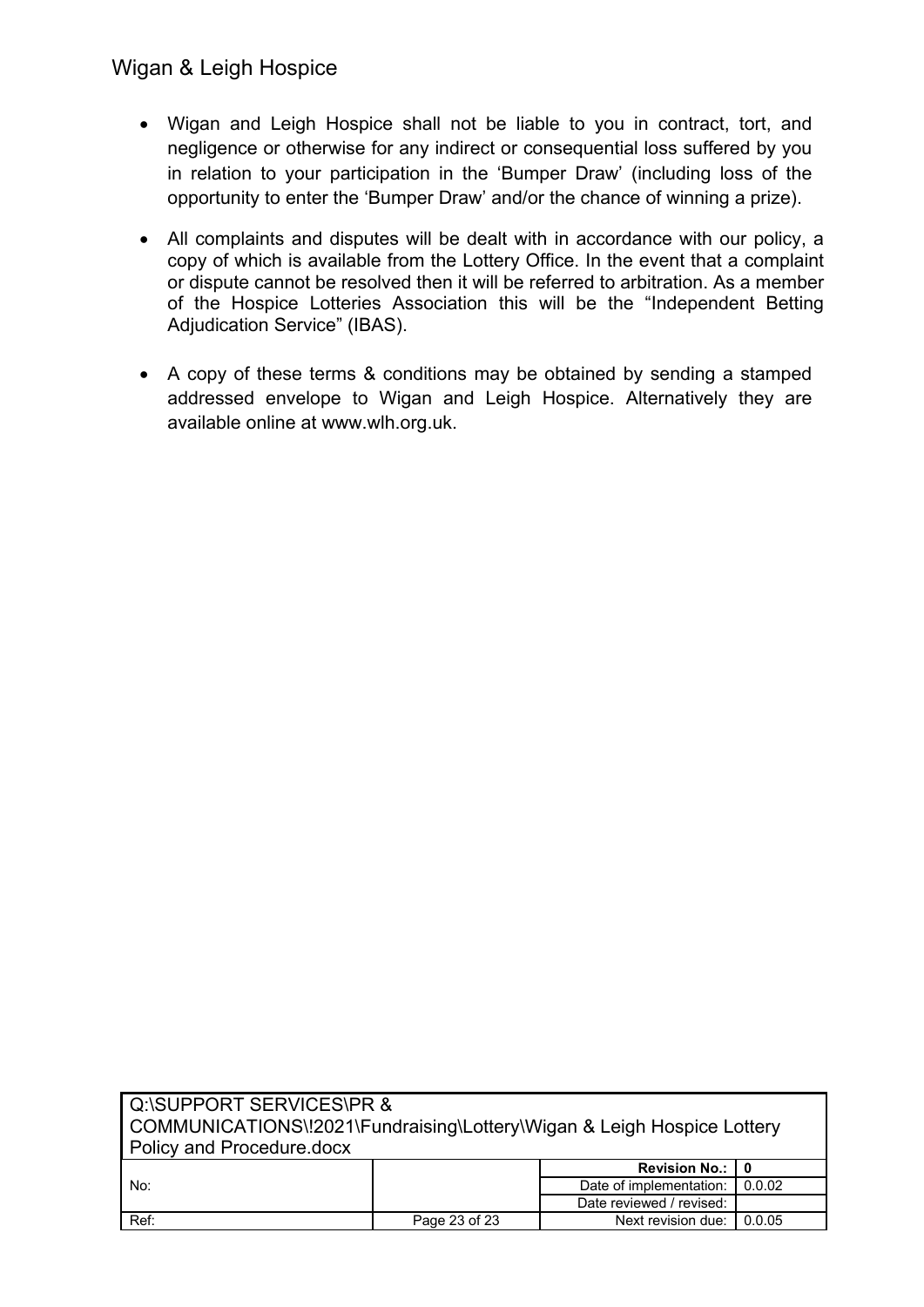- Wigan and Leigh Hospice shall not be liable to you in contract, tort, and negligence or otherwise for any indirect or consequential loss suffered by you in relation to your participation in the 'Bumper Draw' (including loss of the opportunity to enter the 'Bumper Draw' and/or the chance of winning a prize).

- All complaints and disputes will be dealt with in accordance with our policy, a copy of which is available from the Lottery Office. In the event that a complaint or dispute cannot be resolved then it will be referred to arbitration. As a member of the Hospice Lotteries Association this will be the "Independent Betting Adjudication Service" (IBAS).

- A copy of these terms & conditions may be obtained by sending a stamped addressed envelope to Wigan and Leigh Hospice. Alternatively they are available online at www.wlh.org.uk.